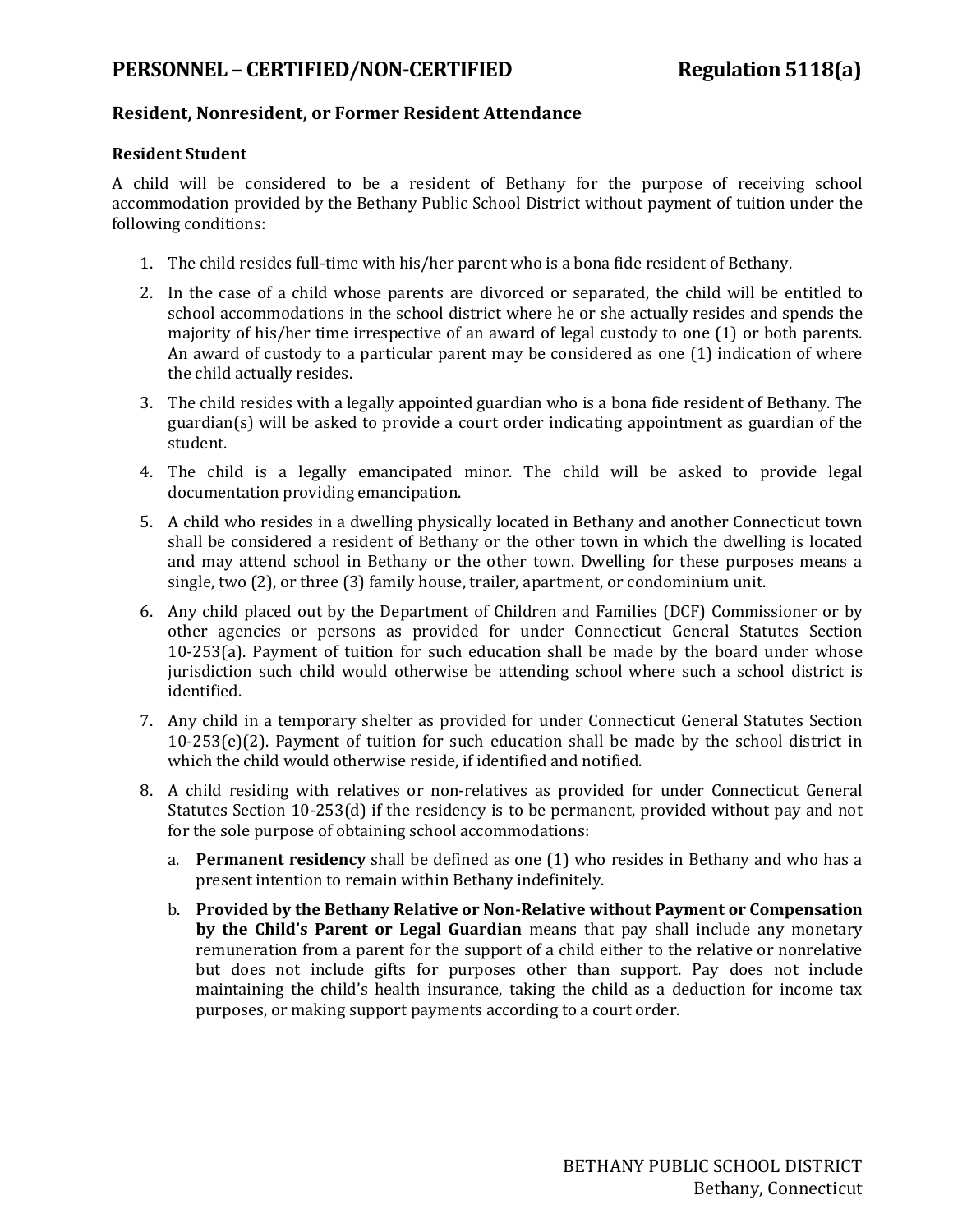# PERSONNEL – CERTIFIED/NON-CERTIFIED Regulation 5118(a)

## Resident, Nonresident, or Former Resident Attendance

### Resident Student

A child will be considered to be a resident of Bethany for the purpose of receiving school accommodation provided by the Bethany Public School District without payment of tuition under the following conditions:

1. The child resides full-time with his/her parent who is a bona fide resident of Bethany.
2. In the case of a child whose parents are divorced or separated, the child will be entitled to school accommodations in the school district where he or she actually resides and spends the majority of his/her time irrespective of an award of legal custody to one (1) or both parents. An award of custody to a particular parent may be considered as one (1) indication of where the child actually resides.
3. The child resides with a legally appointed guardian who is a bona fide resident of Bethany. The guardian(s) will be asked to provide a court order indicating appointment as guardian of the student.
4. The child is a legally emancipated minor. The child will be asked to provide legal documentation providing emancipation.
5. A child who resides in a dwelling physically located in Bethany and another Connecticut town shall be considered a resident of Bethany or the other town in which the dwelling is located and may attend school in Bethany or the other town. Dwelling for these purposes means a single, two (2), or three (3) family house, trailer, apartment, or condominium unit.
6. Any child placed out by the Department of Children and Families (DCF) Commissioner or by other agencies or persons as provided for under Connecticut General Statutes Section 10-253(a). Payment of tuition for such education shall be made by the board under whose jurisdiction such child would otherwise be attending school where such a school district is identified.
7. Any child in a temporary shelter as provided for under Connecticut General Statutes Section 10-253(e)(2). Payment of tuition for such education shall be made by the school district in which the child would otherwise reside, if identified and notified.
8. A child residing with relatives or non-relatives as provided for under Connecticut General Statutes Section 10-253(d) if the residency is to be permanent, provided without pay and not for the sole purpose of obtaining school accommodations:
   a. **Permanent residency** shall be defined as one (1) who resides in Bethany and who has a present intention to remain within Bethany indefinitely.
   b. **Provided by the Bethany Relative or Non-Relative without Payment or Compensation by the Child's Parent or Legal Guardian** means that pay shall include any monetary remuneration from a parent for the support of a child either to the relative or nonrelative but does not include gifts for purposes other than support. Pay does not include maintaining the child's health insurance, taking the child as a deduction for income tax purposes, or making support payments according to a court order.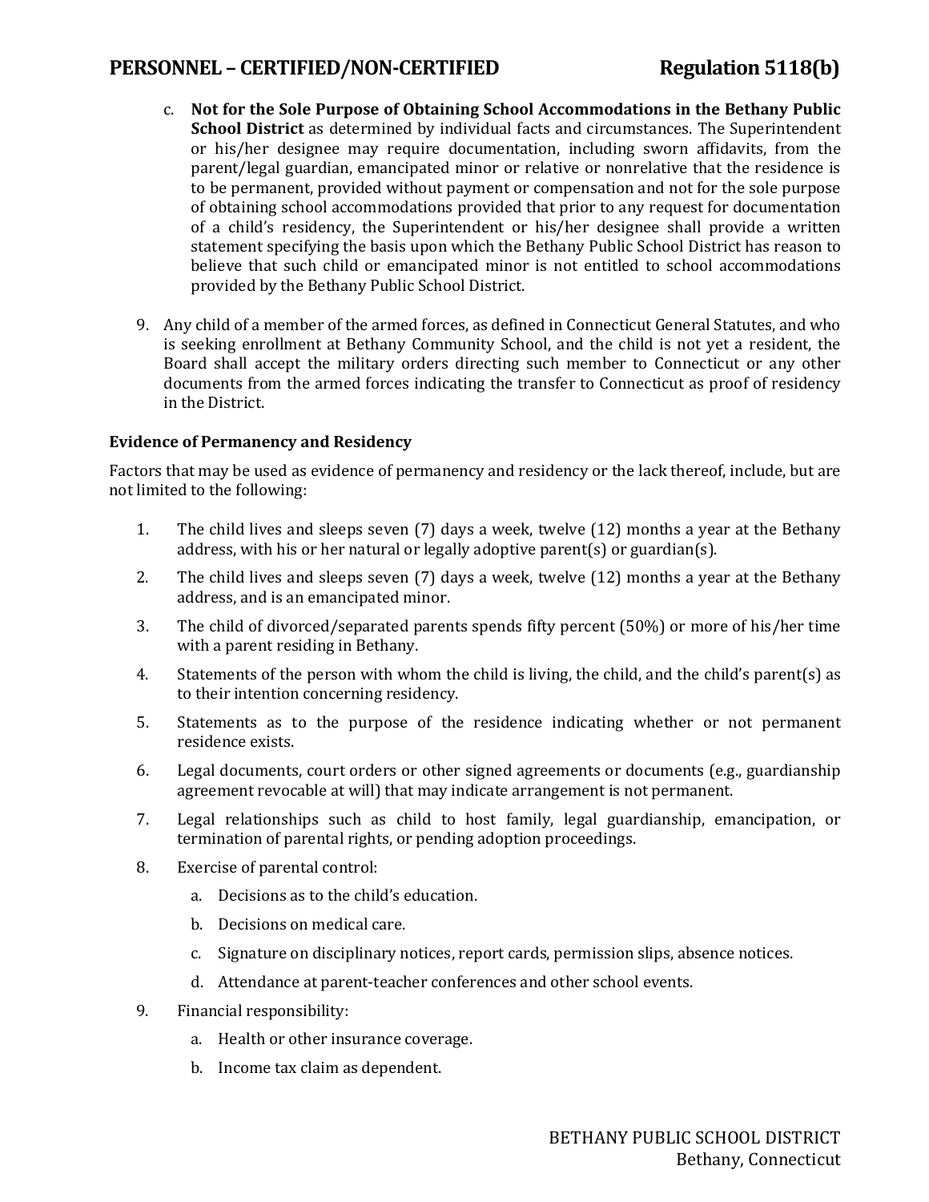c. **Not for the Sole Purpose of Obtaining School Accommodations in the Bethany Public School District** as determined by individual facts and circumstances. The Superintendent or his/her designee may require documentation, including sworn affidavits, from the parent/legal guardian, emancipated minor or relative or nonrelative that the residence is to be permanent, provided without payment or compensation and not for the sole purpose of obtaining school accommodations provided that prior to any request for documentation of a child's residency, the Superintendent or his/her designee shall provide a written statement specifying the basis upon which the Bethany Public School District has reason to believe that such child or emancipated minor is not entitled to school accommodations provided by the Bethany Public School District.

9. Any child of a member of the armed forces, as defined in Connecticut General Statutes, and who is seeking enrollment at Bethany Community School, and the child is not yet a resident, the Board shall accept the military orders directing such member to Connecticut or any other documents from the armed forces indicating the transfer to Connecticut as proof of residency in the District.

### Evidence of Permanency and Residency

Factors that may be used as evidence of permanency and residency or the lack thereof, include, but are not limited to the following:

1. The child lives and sleeps seven (7) days a week, twelve (12) months a year at the Bethany address, with his or her natural or legally adoptive parent(s) or guardian(s).
2. The child lives and sleeps seven (7) days a week, twelve (12) months a year at the Bethany address, and is an emancipated minor.
3. The child of divorced/separated parents spends fifty percent (50%) or more of his/her time with a parent residing in Bethany.
4. Statements of the person with whom the child is living, the child, and the child's parent(s) as to their intention concerning residency.
5. Statements as to the purpose of the residence indicating whether or not permanent residence exists.
6. Legal documents, court orders or other signed agreements or documents (e.g., guardianship agreement revocable at will) that may indicate arrangement is not permanent.
7. Legal relationships such as child to host family, legal guardianship, emancipation, or termination of parental rights, or pending adoption proceedings.
8. Exercise of parental control:
   a. Decisions as to the child's education.
   b. Decisions on medical care.
   c. Signature on disciplinary notices, report cards, permission slips, absence notices.
   d. Attendance at parent-teacher conferences and other school events.
9. Financial responsibility:
   a. Health or other insurance coverage.
   b. Income tax claim as dependent.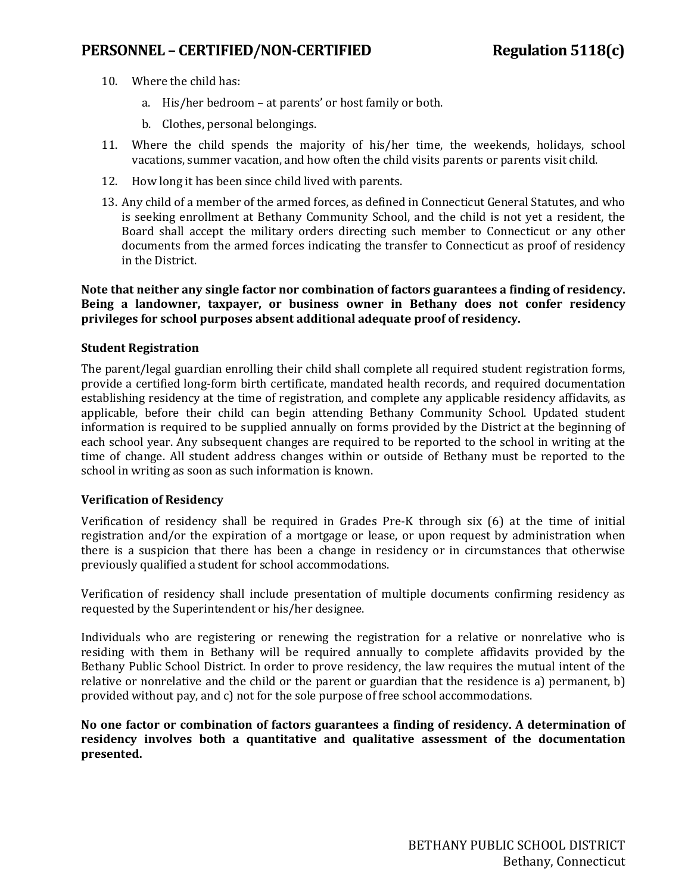10. Where the child has:
    a. His/her bedroom – at parents' or host family or both.
    b. Clothes, personal belongings.
11. Where the child spends the majority of his/her time, the weekends, holidays, school vacations, summer vacation, and how often the child visits parents or parents visit child.
12. How long it has been since child lived with parents.
13. Any child of a member of the armed forces, as defined in Connecticut General Statutes, and who is seeking enrollment at Bethany Community School, and the child is not yet a resident, the Board shall accept the military orders directing such member to Connecticut or any other documents from the armed forces indicating the transfer to Connecticut as proof of residency in the District.

**Note that neither any single factor nor combination of factors guarantees a finding of residency. Being a landowner, taxpayer, or business owner in Bethany does not confer residency privileges for school purposes absent additional adequate proof of residency.**

### Student Registration

The parent/legal guardian enrolling their child shall complete all required student registration forms, provide a certified long-form birth certificate, mandated health records, and required documentation establishing residency at the time of registration, and complete any applicable residency affidavits, as applicable, before their child can begin attending Bethany Community School. Updated student information is required to be supplied annually on forms provided by the District at the beginning of each school year. Any subsequent changes are required to be reported to the school in writing at the time of change. All student address changes within or outside of Bethany must be reported to the school in writing as soon as such information is known.

### Verification of Residency

Verification of residency shall be required in Grades Pre-K through six (6) at the time of initial registration and/or the expiration of a mortgage or lease, or upon request by administration when there is a suspicion that there has been a change in residency or in circumstances that otherwise previously qualified a student for school accommodations.

Verification of residency shall include presentation of multiple documents confirming residency as requested by the Superintendent or his/her designee.

Individuals who are registering or renewing the registration for a relative or nonrelative who is residing with them in Bethany will be required annually to complete affidavits provided by the Bethany Public School District. In order to prove residency, the law requires the mutual intent of the relative or nonrelative and the child or the parent or guardian that the residence is a) permanent, b) provided without pay, and c) not for the sole purpose of free school accommodations.

**No one factor or combination of factors guarantees a finding of residency. A determination of residency involves both a quantitative and qualitative assessment of the documentation presented.**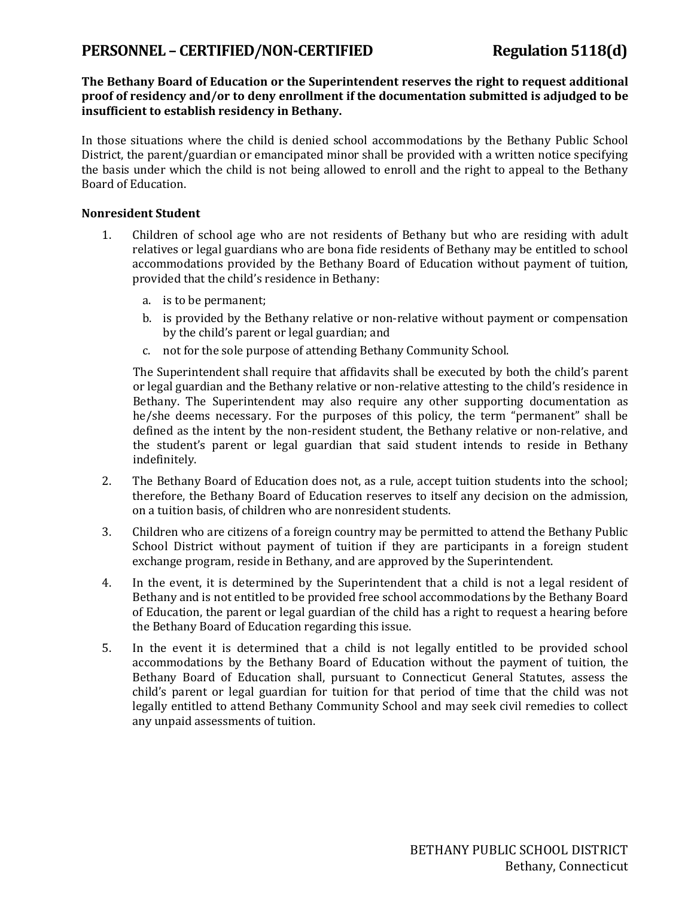**The Bethany Board of Education or the Superintendent reserves the right to request additional proof of residency and/or to deny enrollment if the documentation submitted is adjudged to be insufficient to establish residency in Bethany.**

In those situations where the child is denied school accommodations by the Bethany Public School District, the parent/guardian or emancipated minor shall be provided with a written notice specifying the basis under which the child is not being allowed to enroll and the right to appeal to the Bethany Board of Education.

**Nonresident Student**

1. Children of school age who are not residents of Bethany but who are residing with adult relatives or legal guardians who are bona fide residents of Bethany may be entitled to school accommodations provided by the Bethany Board of Education without payment of tuition, provided that the child's residence in Bethany:

   a. is to be permanent;

   b. is provided by the Bethany relative or non-relative without payment or compensation by the child's parent or legal guardian; and

   c. not for the sole purpose of attending Bethany Community School.

   The Superintendent shall require that affidavits shall be executed by both the child's parent or legal guardian and the Bethany relative or non-relative attesting to the child's residence in Bethany. The Superintendent may also require any other supporting documentation as he/she deems necessary. For the purposes of this policy, the term "permanent" shall be defined as the intent by the non-resident student, the Bethany relative or non-relative, and the student's parent or legal guardian that said student intends to reside in Bethany indefinitely.

2. The Bethany Board of Education does not, as a rule, accept tuition students into the school; therefore, the Bethany Board of Education reserves to itself any decision on the admission, on a tuition basis, of children who are nonresident students.

3. Children who are citizens of a foreign country may be permitted to attend the Bethany Public School District without payment of tuition if they are participants in a foreign student exchange program, reside in Bethany, and are approved by the Superintendent.

4. In the event, it is determined by the Superintendent that a child is not a legal resident of Bethany and is not entitled to be provided free school accommodations by the Bethany Board of Education, the parent or legal guardian of the child has a right to request a hearing before the Bethany Board of Education regarding this issue.

5. In the event it is determined that a child is not legally entitled to be provided school accommodations by the Bethany Board of Education without the payment of tuition, the Bethany Board of Education shall, pursuant to Connecticut General Statutes, assess the child's parent or legal guardian for tuition for that period of time that the child was not legally entitled to attend Bethany Community School and may seek civil remedies to collect any unpaid assessments of tuition.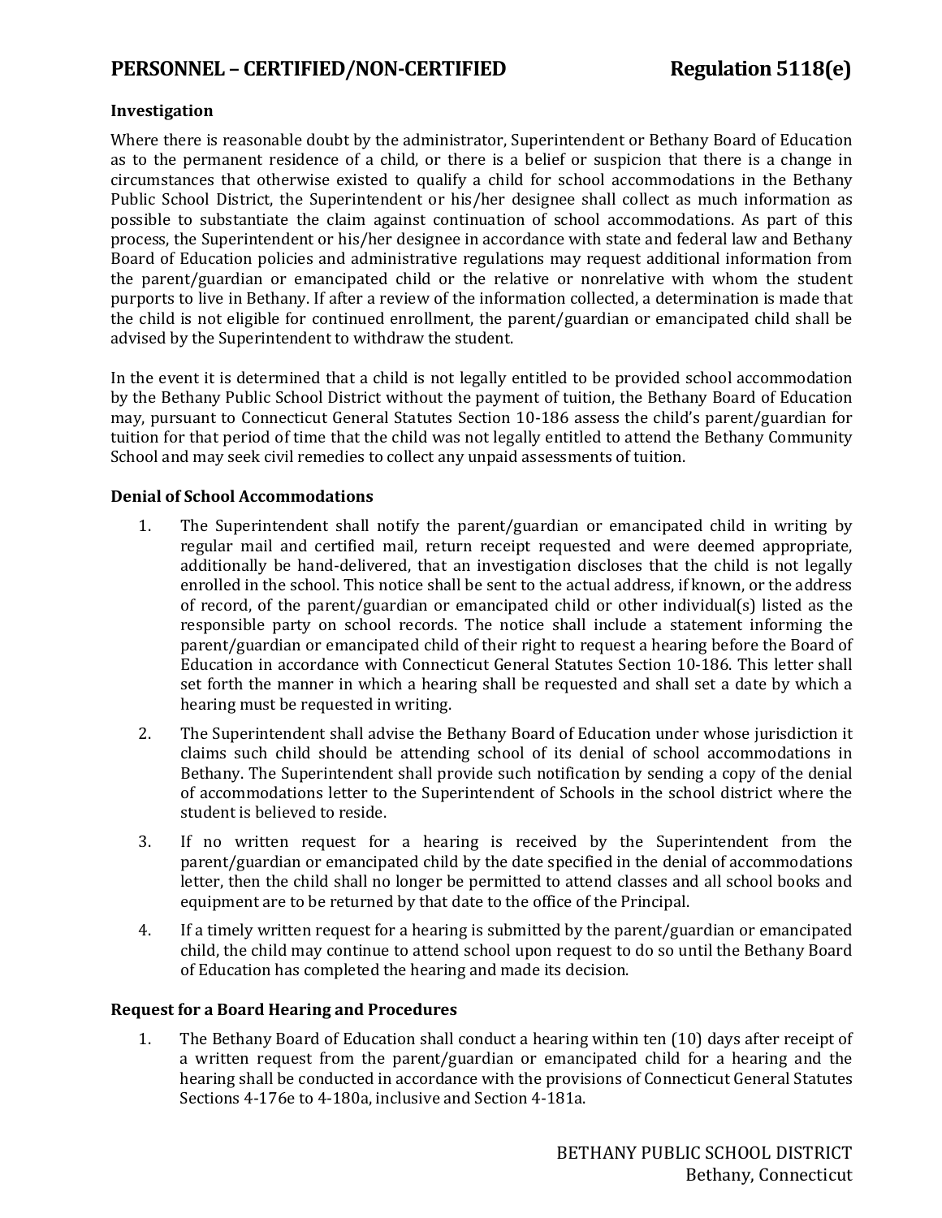**Investigation**

Where there is reasonable doubt by the administrator, Superintendent or Bethany Board of Education as to the permanent residence of a child, or there is a belief or suspicion that there is a change in circumstances that otherwise existed to qualify a child for school accommodations in the Bethany Public School District, the Superintendent or his/her designee shall collect as much information as possible to substantiate the claim against continuation of school accommodations. As part of this process, the Superintendent or his/her designee in accordance with state and federal law and Bethany Board of Education policies and administrative regulations may request additional information from the parent/guardian or emancipated child or the relative or nonrelative with whom the student purports to live in Bethany. If after a review of the information collected, a determination is made that the child is not eligible for continued enrollment, the parent/guardian or emancipated child shall be advised by the Superintendent to withdraw the student.

In the event it is determined that a child is not legally entitled to be provided school accommodation by the Bethany Public School District without the payment of tuition, the Bethany Board of Education may, pursuant to Connecticut General Statutes Section 10-186 assess the child's parent/guardian for tuition for that period of time that the child was not legally entitled to attend the Bethany Community School and may seek civil remedies to collect any unpaid assessments of tuition.

**Denial of School Accommodations**

1. The Superintendent shall notify the parent/guardian or emancipated child in writing by regular mail and certified mail, return receipt requested and were deemed appropriate, additionally be hand-delivered, that an investigation discloses that the child is not legally enrolled in the school. This notice shall be sent to the actual address, if known, or the address of record, of the parent/guardian or emancipated child or other individual(s) listed as the responsible party on school records. The notice shall include a statement informing the parent/guardian or emancipated child of their right to request a hearing before the Board of Education in accordance with Connecticut General Statutes Section 10-186. This letter shall set forth the manner in which a hearing shall be requested and shall set a date by which a hearing must be requested in writing.
2. The Superintendent shall advise the Bethany Board of Education under whose jurisdiction it claims such child should be attending school of its denial of school accommodations in Bethany. The Superintendent shall provide such notification by sending a copy of the denial of accommodations letter to the Superintendent of Schools in the school district where the student is believed to reside.
3. If no written request for a hearing is received by the Superintendent from the parent/guardian or emancipated child by the date specified in the denial of accommodations letter, then the child shall no longer be permitted to attend classes and all school books and equipment are to be returned by that date to the office of the Principal.
4. If a timely written request for a hearing is submitted by the parent/guardian or emancipated child, the child may continue to attend school upon request to do so until the Bethany Board of Education has completed the hearing and made its decision.

**Request for a Board Hearing and Procedures**

1. The Bethany Board of Education shall conduct a hearing within ten (10) days after receipt of a written request from the parent/guardian or emancipated child for a hearing and the hearing shall be conducted in accordance with the provisions of Connecticut General Statutes Sections 4-176e to 4-180a, inclusive and Section 4-181a.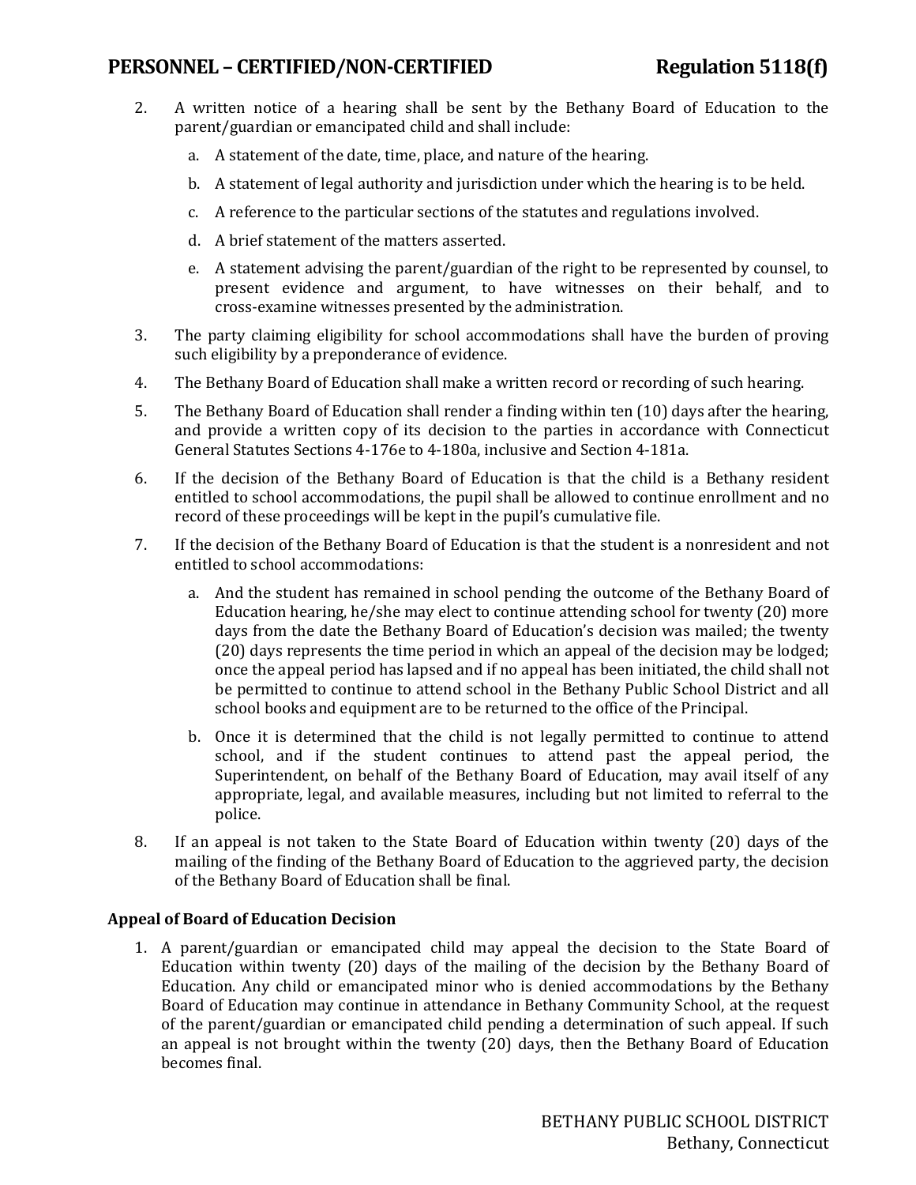2. A written notice of a hearing shall be sent by the Bethany Board of Education to the parent/guardian or emancipated child and shall include:
   a. A statement of the date, time, place, and nature of the hearing.
   b. A statement of legal authority and jurisdiction under which the hearing is to be held.
   c. A reference to the particular sections of the statutes and regulations involved.
   d. A brief statement of the matters asserted.
   e. A statement advising the parent/guardian of the right to be represented by counsel, to present evidence and argument, to have witnesses on their behalf, and to cross-examine witnesses presented by the administration.
3. The party claiming eligibility for school accommodations shall have the burden of proving such eligibility by a preponderance of evidence.
4. The Bethany Board of Education shall make a written record or recording of such hearing.
5. The Bethany Board of Education shall render a finding within ten (10) days after the hearing, and provide a written copy of its decision to the parties in accordance with Connecticut General Statutes Sections 4-176e to 4-180a, inclusive and Section 4-181a.
6. If the decision of the Bethany Board of Education is that the child is a Bethany resident entitled to school accommodations, the pupil shall be allowed to continue enrollment and no record of these proceedings will be kept in the pupil's cumulative file.
7. If the decision of the Bethany Board of Education is that the student is a nonresident and not entitled to school accommodations:
   a. And the student has remained in school pending the outcome of the Bethany Board of Education hearing, he/she may elect to continue attending school for twenty (20) more days from the date the Bethany Board of Education's decision was mailed; the twenty (20) days represents the time period in which an appeal of the decision may be lodged; once the appeal period has lapsed and if no appeal has been initiated, the child shall not be permitted to continue to attend school in the Bethany Public School District and all school books and equipment are to be returned to the office of the Principal.
   b. Once it is determined that the child is not legally permitted to continue to attend school, and if the student continues to attend past the appeal period, the Superintendent, on behalf of the Bethany Board of Education, may avail itself of any appropriate, legal, and available measures, including but not limited to referral to the police.
8. If an appeal is not taken to the State Board of Education within twenty (20) days of the mailing of the finding of the Bethany Board of Education to the aggrieved party, the decision of the Bethany Board of Education shall be final.

**Appeal of Board of Education Decision**

1. A parent/guardian or emancipated child may appeal the decision to the State Board of Education within twenty (20) days of the mailing of the decision by the Bethany Board of Education. Any child or emancipated minor who is denied accommodations by the Bethany Board of Education may continue in attendance in Bethany Community School, at the request of the parent/guardian or emancipated child pending a determination of such appeal. If such an appeal is not brought within the twenty (20) days, then the Bethany Board of Education becomes final.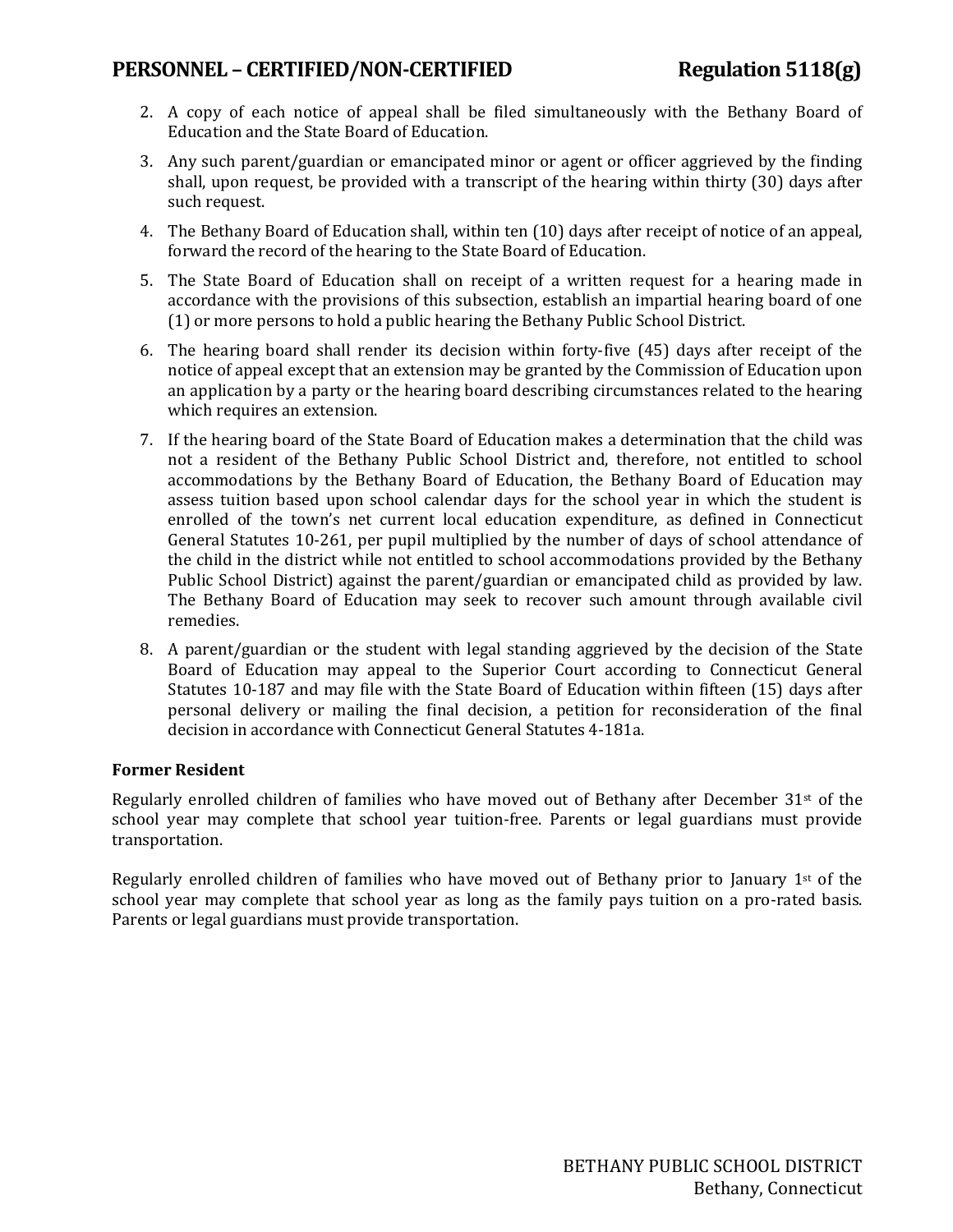2. A copy of each notice of appeal shall be filed simultaneously with the Bethany Board of Education and the State Board of Education.
3. Any such parent/guardian or emancipated minor or agent or officer aggrieved by the finding shall, upon request, be provided with a transcript of the hearing within thirty (30) days after such request.
4. The Bethany Board of Education shall, within ten (10) days after receipt of notice of an appeal, forward the record of the hearing to the State Board of Education.
5. The State Board of Education shall on receipt of a written request for a hearing made in accordance with the provisions of this subsection, establish an impartial hearing board of one (1) or more persons to hold a public hearing the Bethany Public School District.
6. The hearing board shall render its decision within forty-five (45) days after receipt of the notice of appeal except that an extension may be granted by the Commission of Education upon an application by a party or the hearing board describing circumstances related to the hearing which requires an extension.
7. If the hearing board of the State Board of Education makes a determination that the child was not a resident of the Bethany Public School District and, therefore, not entitled to school accommodations by the Bethany Board of Education, the Bethany Board of Education may assess tuition based upon school calendar days for the school year in which the student is enrolled of the town's net current local education expenditure, as defined in Connecticut General Statutes 10-261, per pupil multiplied by the number of days of school attendance of the child in the district while not entitled to school accommodations provided by the Bethany Public School District) against the parent/guardian or emancipated child as provided by law. The Bethany Board of Education may seek to recover such amount through available civil remedies.
8. A parent/guardian or the student with legal standing aggrieved by the decision of the State Board of Education may appeal to the Superior Court according to Connecticut General Statutes 10-187 and may file with the State Board of Education within fifteen (15) days after personal delivery or mailing the final decision, a petition for reconsideration of the final decision in accordance with Connecticut General Statutes 4-181a.

**Former Resident**

Regularly enrolled children of families who have moved out of Bethany after December 31st of the school year may complete that school year tuition-free. Parents or legal guardians must provide transportation.

Regularly enrolled children of families who have moved out of Bethany prior to January 1st of the school year may complete that school year as long as the family pays tuition on a pro-rated basis. Parents or legal guardians must provide transportation.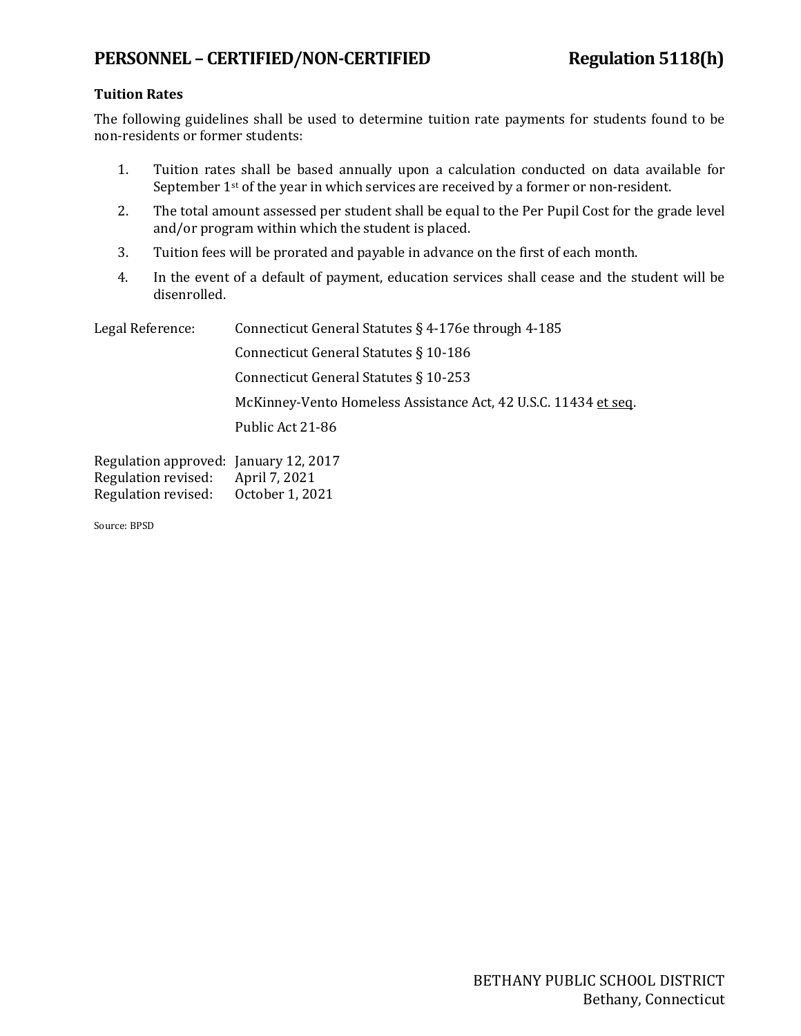**Tuition Rates**

The following guidelines shall be used to determine tuition rate payments for students found to be non-residents or former students:

1. Tuition rates shall be based annually upon a calculation conducted on data available for September 1st of the year in which services are received by a former or non-resident.
2. The total amount assessed per student shall be equal to the Per Pupil Cost for the grade level and/or program within which the student is placed.
3. Tuition fees will be prorated and payable in advance on the first of each month.
4. In the event of a default of payment, education services shall cease and the student will be disenrolled.

Legal Reference: Connecticut General Statutes § 4-176e through 4-185

Connecticut General Statutes § 10-186

Connecticut General Statutes § 10-253

McKinney-Vento Homeless Assistance Act, 42 U.S.C. 11434 et seq.

Public Act 21-86

Regulation approved: January 12, 2017
Regulation revised: April 7, 2021
Regulation revised: October 1, 2021

Source: BPSD